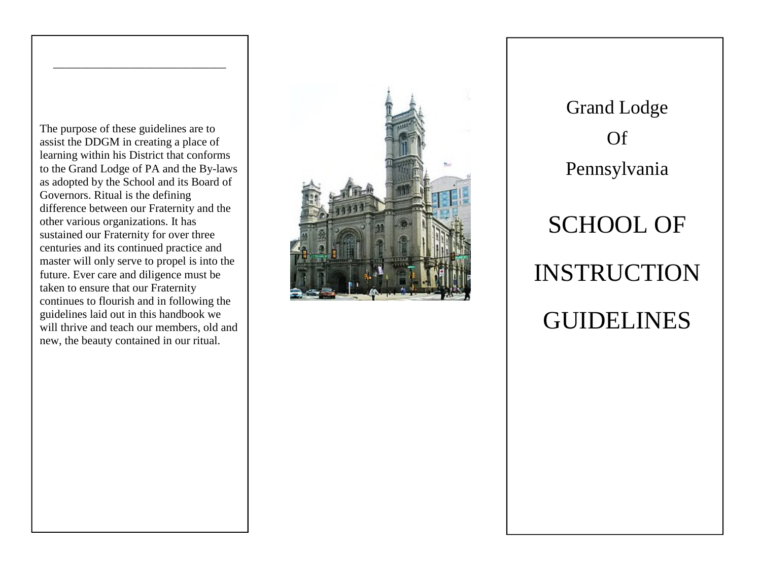The purpose of these guidelines are to assist the DDGM in creating a place of learning within his District that conforms to the Grand Lodge of PA and the By-laws as adopted by the School and its Board of Governors. Ritual is the defining difference between our Fraternity and the other various organizations. It has sustained our Fraternity for over three centuries and its continued practice and master will only serve to propel is into the future. Ever care and diligence must be taken to ensure that our Fraternity continues to flourish and in following the guidelines laid out in this handbook we will thrive and teach our members, old and new, the beauty contained in our ritual.

Grand Lodge

Of

Pennsylvania

# SCHOOL OF INSTRUCTION GUIDELINES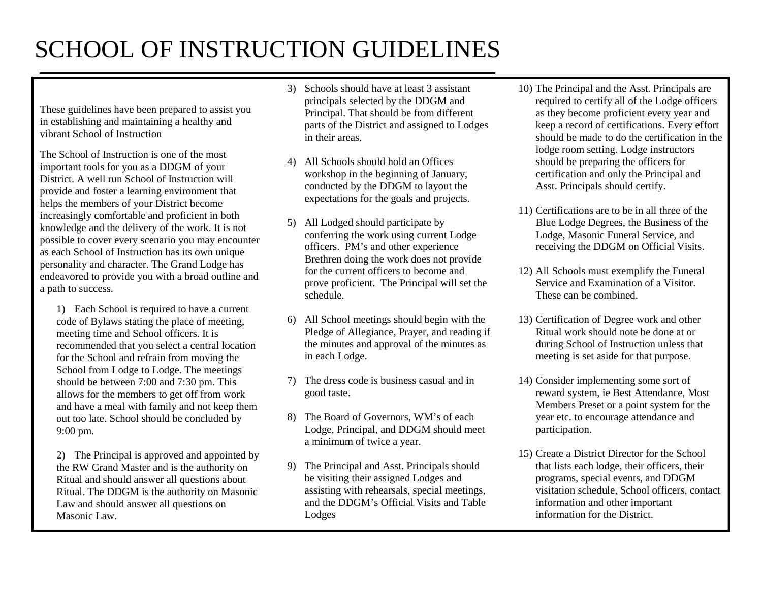# SCHOOL OF INSTRUCTION GUIDELINES

These guidelines have been prepared to assist you in establishing and maintaining a healthy and vibrant School of Instruction

The School of Instruction is one of the most important tools for you as a DDGM of your District. A well run School of Instruction will provide and foster a learning environment that helps the members of your District become increasingly comfortable and proficient in both knowledge and the delivery of the work. It is not possible to cover every scenario you may encounter as each School of Instruction has its own unique personality and character. The Grand Lodge has endeavored to provide you with a broad outline and a path to success.

1) Each School is required to have a current code of Bylaws stating the place of meeting, meeting time and School officers. It is recommended that you select a central location for the School and refrain from moving the School from Lodge to Lodge. The meetings should be between 7:00 and 7:30 pm. This allows for the members to get off from work and have a meal with family and not keep them out too late. School should be concluded by 9:00 pm.

2) The Principal is approved and appointed by the RW Grand Master and is the authority on Ritual and should answer all questions about Ritual. The DDGM is the authority on Masonic Law and should answer all questions on Masonic Law.

3) Schools should have at least 3 assistant principals selected by the DDGM and Principal. That should be from different parts of the District and assigned to Lodges in their areas.

4) All Schools should hold an Offices workshop in the beginning of January, conducted by the DDGM to layout the expectations for the goals and projects.

5) All Lodged should participate by conferring the work using current Lodge officers. PM's and other experience Brethren doing the work does not provide for the current officers to become and prove proficient. The Principal will set the schedule.

6) All School meetings should begin with the Pledge of Allegiance, Prayer, and reading if the minutes and approval of the minutes as in each Lodge.

7) The dress code is business casual and in good taste.

8) The Board of Governors, WM's of each Lodge, Principal, and DDGM should meet a minimum of twice a year.

9) The Principal and Asst. Principals should be visiting their assigned Lodges and assisting with rehearsals, special meetings, and the DDGM's Official Visits and Table Lodges

10) The Principal and the Asst. Principals are required to certify all of the Lodge officers as they become proficient every year and keep a record of certifications. Every effort should be made to do the certification in the lodge room setting. Lodge instructors should be preparing the officers for certification and only the Principal and Asst. Principals should certify.

11) Certifications are to be in all three of the Blue Lodge Degrees, the Business of the Lodge, Masonic Funeral Service, and receiving the DDGM on Official Visits.

12) All Schools must exemplify the Funeral Service and Examination of a Visitor. These can be combined.

13) Certification of Degree work and other Ritual work should note be done at or during School of Instruction unless that meeting is set aside for that purpose.

14) Consider implementing some sort of reward system, ie Best Attendance, Most Members Preset or a point system for the year etc. to encourage attendance and participation.

15) Create a District Director for the School that lists each lodge, their officers, their programs, special events, and DDGM visitation schedule, School officers, contact information and other important information for the District.